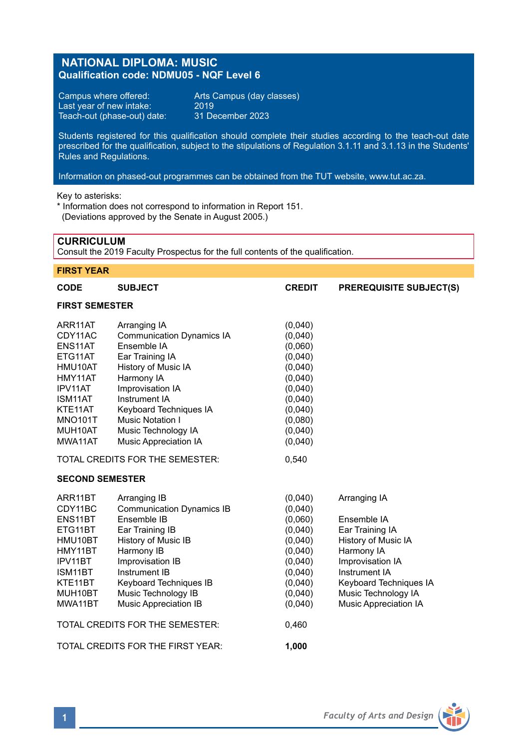# NATIONAL DIPLOMA: MUSIC

**Qualification code: NDMU05 - NQF Level 6**

Campus where offered: Arts Campus (day classes)
Last year of new intake: 2019
Teach-out (phase-out) date: 31 December 2023

Students registered for this qualification should complete their studies according to the teach-out date prescribed for the qualification, subject to the stipulations of Regulation 3.1.11 and 3.1.13 in the Students' Rules and Regulations.

Information on phased-out programmes can be obtained from the TUT website, www.tut.ac.za.

Key to asterisks:
* Information does not correspond to information in Report 151.
(Deviations approved by the Senate in August 2005.)

## CURRICULUM

Consult the 2019 Faculty Prospectus for the full contents of the qualification.

### FIRST YEAR

**FIRST SEMESTER**

| CODE | SUBJECT | CREDIT | PREREQUISITE SUBJECT(S) |
|---|---|---|---|
| ARR11AT | Arranging IA | (0,040) | |
| CDY11AC | Communication Dynamics IA | (0,040) | |
| ENS11AT | Ensemble IA | (0,060) | |
| ETG11AT | Ear Training IA | (0,040) | |
| HMU10AT | History of Music IA | (0,040) | |
| HMY11AT | Harmony IA | (0,040) | |
| IPV11AT | Improvisation IA | (0,040) | |
| ISM11AT | Instrument IA | (0,040) | |
| KTE11AT | Keyboard Techniques IA | (0,040) | |
| MNO101T | Music Notation I | (0,080) | |
| MUH10AT | Music Technology IA | (0,040) | |
| MWA11AT | Music Appreciation IA | (0,040) | |
| | TOTAL CREDITS FOR THE SEMESTER: | 0,540 | |

**SECOND SEMESTER**

| CODE | SUBJECT | CREDIT | PREREQUISITE SUBJECT(S) |
|---|---|---|---|
| ARR11BT | Arranging IB | (0,040) | Arranging IA |
| CDY11BC | Communication Dynamics IB | (0,040) | |
| ENS11BT | Ensemble IB | (0,060) | Ensemble IA |
| ETG11BT | Ear Training IB | (0,040) | Ear Training IA |
| HMU10BT | History of Music IB | (0,040) | History of Music IA |
| HMY11BT | Harmony IB | (0,040) | Harmony IA |
| IPV11BT | Improvisation IB | (0,040) | Improvisation IA |
| ISM11BT | Instrument IB | (0,040) | Instrument IA |
| KTE11BT | Keyboard Techniques IB | (0,040) | Keyboard Techniques IA |
| MUH10BT | Music Technology IB | (0,040) | Music Technology IA |
| MWA11BT | Music Appreciation IB | (0,040) | Music Appreciation IA |
| | TOTAL CREDITS FOR THE SEMESTER: | 0,460 | |
| | TOTAL CREDITS FOR THE FIRST YEAR: | **1,000** | |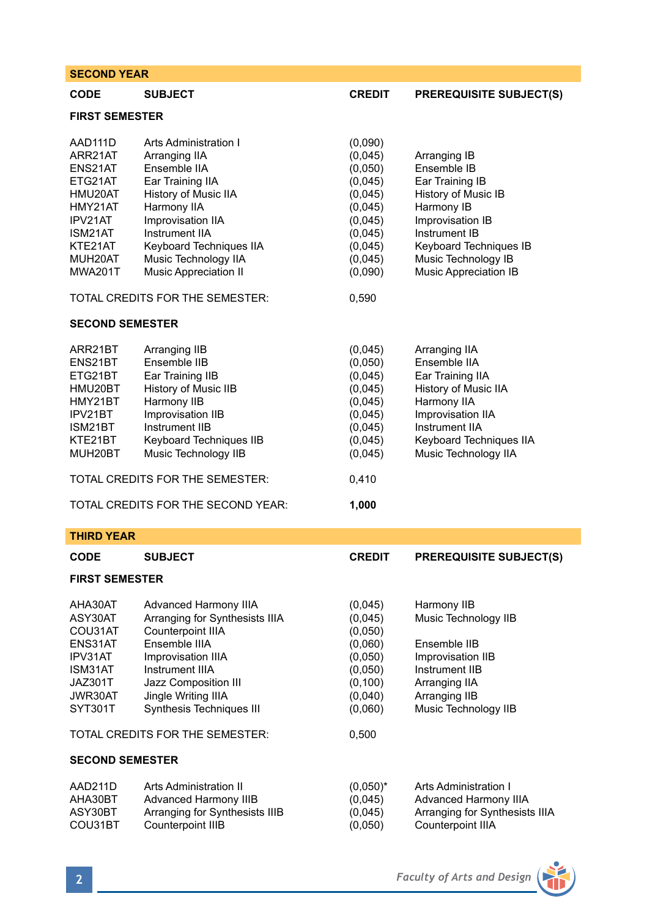## SECOND YEAR

| CODE | SUBJECT | CREDIT | PREREQUISITE SUBJECT(S) |
|---|---|---|---|
| **FIRST SEMESTER** | | | |
| AAD111D | Arts Administration I | (0,090) | |
| ARR21AT | Arranging IIA | (0,045) | Arranging IB |
| ENS21AT | Ensemble IIA | (0,050) | Ensemble IB |
| ETG21AT | Ear Training IIA | (0,045) | Ear Training IB |
| HMU20AT | History of Music IIA | (0,045) | History of Music IB |
| HMY21AT | Harmony IIA | (0,045) | Harmony IB |
| IPV21AT | Improvisation IIA | (0,045) | Improvisation IB |
| ISM21AT | Instrument IIA | (0,045) | Instrument IB |
| KTE21AT | Keyboard Techniques IIA | (0,045) | Keyboard Techniques IB |
| MUH20AT | Music Technology IIA | (0,045) | Music Technology IB |
| MWA201T | Music Appreciation II | (0,090) | Music Appreciation IB |
| TOTAL CREDITS FOR THE SEMESTER: | | 0,590 | |
| **SECOND SEMESTER** | | | |
| ARR21BT | Arranging IIB | (0,045) | Arranging IIA |
| ENS21BT | Ensemble IIB | (0,050) | Ensemble IIA |
| ETG21BT | Ear Training IIB | (0,045) | Ear Training IIA |
| HMU20BT | History of Music IIB | (0,045) | History of Music IIA |
| HMY21BT | Harmony IIB | (0,045) | Harmony IIA |
| IPV21BT | Improvisation IIB | (0,045) | Improvisation IIA |
| ISM21BT | Instrument IIB | (0,045) | Instrument IIA |
| KTE21BT | Keyboard Techniques IIB | (0,045) | Keyboard Techniques IIA |
| MUH20BT | Music Technology IIB | (0,045) | Music Technology IIA |
| TOTAL CREDITS FOR THE SEMESTER: | | 0,410 | |
| TOTAL CREDITS FOR THE SECOND YEAR: | | **1,000** | |

## THIRD YEAR

| CODE | SUBJECT | CREDIT | PREREQUISITE SUBJECT(S) |
|---|---|---|---|
| **FIRST SEMESTER** | | | |
| AHA30AT | Advanced Harmony IIIA | (0,045) | Harmony IIB |
| ASY30AT | Arranging for Synthesists IIIA | (0,045) | Music Technology IIB |
| COU31AT | Counterpoint IIIA | (0,050) | |
| ENS31AT | Ensemble IIIA | (0,060) | Ensemble IIB |
| IPV31AT | Improvisation IIIA | (0,050) | Improvisation IIB |
| ISM31AT | Instrument IIIA | (0,050) | Instrument IIB |
| JAZ301T | Jazz Composition III | (0,100) | Arranging IIA |
| JWR30AT | Jingle Writing IIIA | (0,040) | Arranging IIB |
| SYT301T | Synthesis Techniques III | (0,060) | Music Technology IIB |
| TOTAL CREDITS FOR THE SEMESTER: | | 0,500 | |
| **SECOND SEMESTER** | | | |
| AAD211D | Arts Administration II | (0,050)* | Arts Administration I |
| AHA30BT | Advanced Harmony IIIB | (0,045) | Advanced Harmony IIIA |
| ASY30BT | Arranging for Synthesists IIIB | (0,045) | Arranging for Synthesists IIIA |
| COU31BT | Counterpoint IIIB | (0,050) | Counterpoint IIIA |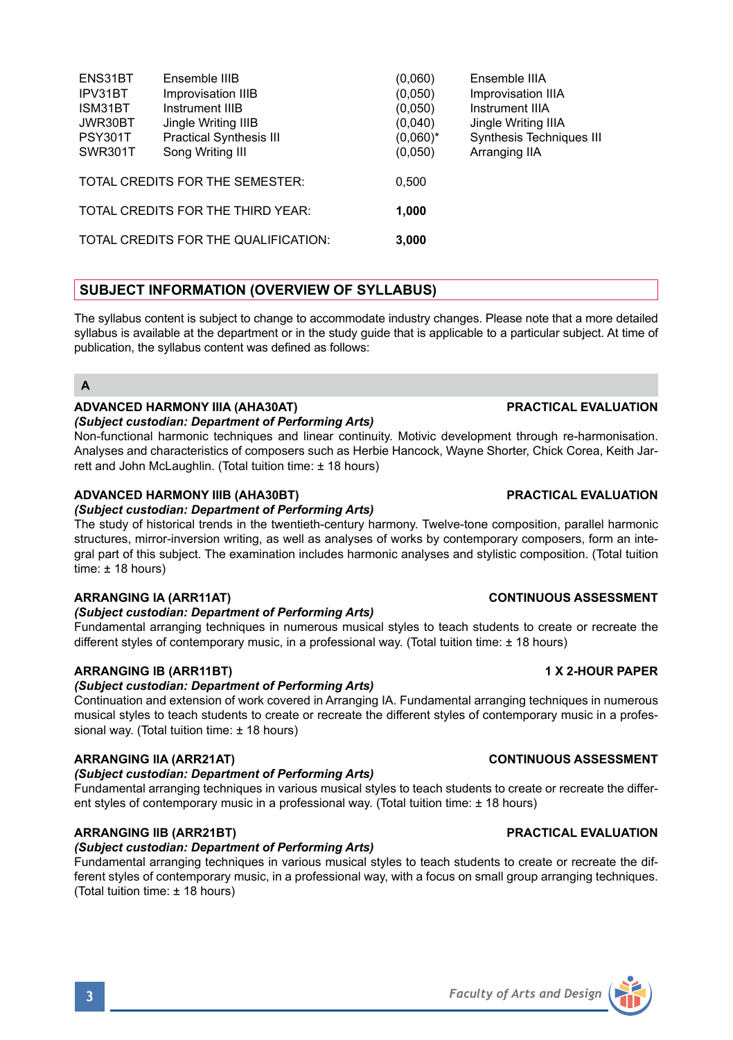| | | | |
|---|---|---|---|
| ENS31BT | Ensemble IIIB | (0,060) | Ensemble IIIA |
| IPV31BT | Improvisation IIIB | (0,050) | Improvisation IIIA |
| ISM31BT | Instrument IIIB | (0,050) | Instrument IIIA |
| JWR30BT | Jingle Writing IIIB | (0,040) | Jingle Writing IIIA |
| PSY301T | Practical Synthesis III | (0,060)* | Synthesis Techniques III |
| SWR301T | Song Writing III | (0,050) | Arranging IIA |

TOTAL CREDITS FOR THE SEMESTER: 0,500

TOTAL CREDITS FOR THE THIRD YEAR: **1,000**

TOTAL CREDITS FOR THE QUALIFICATION: **3,000**

## SUBJECT INFORMATION (OVERVIEW OF SYLLABUS)

The syllabus content is subject to change to accommodate industry changes. Please note that a more detailed syllabus is available at the department or in the study guide that is applicable to a particular subject. At time of publication, the syllabus content was defined as follows:

### A

**ADVANCED HARMONY IIIA (AHA30AT) — PRACTICAL EVALUATION**
***(Subject custodian: Department of Performing Arts)***
Non-functional harmonic techniques and linear continuity. Motivic development through re-harmonisation. Analyses and characteristics of composers such as Herbie Hancock, Wayne Shorter, Chick Corea, Keith Jarrett and John McLaughlin. (Total tuition time: ± 18 hours)

**ADVANCED HARMONY IIIB (AHA30BT) — PRACTICAL EVALUATION**
***(Subject custodian: Department of Performing Arts)***
The study of historical trends in the twentieth-century harmony. Twelve-tone composition, parallel harmonic structures, mirror-inversion writing, as well as analyses of works by contemporary composers, form an integral part of this subject. The examination includes harmonic analyses and stylistic composition. (Total tuition time: ± 18 hours)

**ARRANGING IA (ARR11AT) — CONTINUOUS ASSESSMENT**
***(Subject custodian: Department of Performing Arts)***
Fundamental arranging techniques in numerous musical styles to teach students to create or recreate the different styles of contemporary music, in a professional way. (Total tuition time: ± 18 hours)

**ARRANGING IB (ARR11BT) — 1 X 2-HOUR PAPER**
***(Subject custodian: Department of Performing Arts)***
Continuation and extension of work covered in Arranging IA. Fundamental arranging techniques in numerous musical styles to teach students to create or recreate the different styles of contemporary music in a professional way. (Total tuition time: ± 18 hours)

**ARRANGING IIA (ARR21AT) — CONTINUOUS ASSESSMENT**
***(Subject custodian: Department of Performing Arts)***
Fundamental arranging techniques in various musical styles to teach students to create or recreate the different styles of contemporary music in a professional way. (Total tuition time: ± 18 hours)

**ARRANGING IIB (ARR21BT) — PRACTICAL EVALUATION**
***(Subject custodian: Department of Performing Arts)***
Fundamental arranging techniques in various musical styles to teach students to create or recreate the different styles of contemporary music, in a professional way, with a focus on small group arranging techniques. (Total tuition time: ± 18 hours)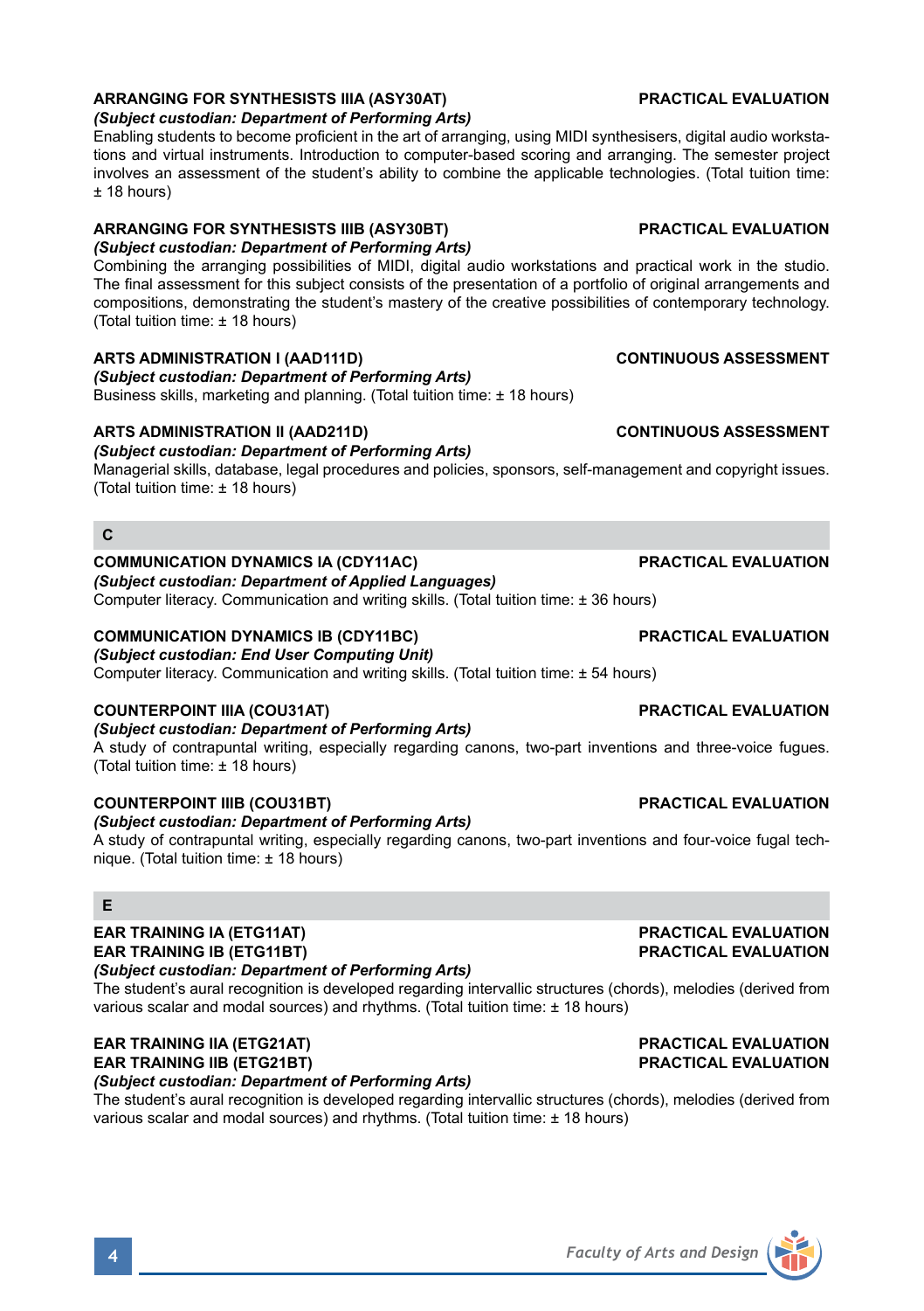**ARRANGING FOR SYNTHESISTS IIIA (ASY30AT)** **PRACTICAL EVALUATION**
*(Subject custodian: Department of Performing Arts)*
Enabling students to become proficient in the art of arranging, using MIDI synthesisers, digital audio workstations and virtual instruments. Introduction to computer-based scoring and arranging. The semester project involves an assessment of the student's ability to combine the applicable technologies. (Total tuition time: ± 18 hours)

**ARRANGING FOR SYNTHESISTS IIIB (ASY30BT)** **PRACTICAL EVALUATION**
*(Subject custodian: Department of Performing Arts)*
Combining the arranging possibilities of MIDI, digital audio workstations and practical work in the studio. The final assessment for this subject consists of the presentation of a portfolio of original arrangements and compositions, demonstrating the student's mastery of the creative possibilities of contemporary technology. (Total tuition time: ± 18 hours)

**ARTS ADMINISTRATION I (AAD111D)** **CONTINUOUS ASSESSMENT**
*(Subject custodian: Department of Performing Arts)*
Business skills, marketing and planning. (Total tuition time: ± 18 hours)

**ARTS ADMINISTRATION II (AAD211D)** **CONTINUOUS ASSESSMENT**
*(Subject custodian: Department of Performing Arts)*
Managerial skills, database, legal procedures and policies, sponsors, self-management and copyright issues. (Total tuition time: ± 18 hours)

## C

**COMMUNICATION DYNAMICS IA (CDY11AC)** **PRACTICAL EVALUATION**
*(Subject custodian: Department of Applied Languages)*
Computer literacy. Communication and writing skills. (Total tuition time: ± 36 hours)

**COMMUNICATION DYNAMICS IB (CDY11BC)** **PRACTICAL EVALUATION**
*(Subject custodian: End User Computing Unit)*
Computer literacy. Communication and writing skills. (Total tuition time: ± 54 hours)

**COUNTERPOINT IIIA (COU31AT)** **PRACTICAL EVALUATION**
*(Subject custodian: Department of Performing Arts)*
A study of contrapuntal writing, especially regarding canons, two-part inventions and three-voice fugues. (Total tuition time: ± 18 hours)

**COUNTERPOINT IIIB (COU31BT)** **PRACTICAL EVALUATION**
*(Subject custodian: Department of Performing Arts)*
A study of contrapuntal writing, especially regarding canons, two-part inventions and four-voice fugal technique. (Total tuition time: ± 18 hours)

## E

**EAR TRAINING IA (ETG11AT)** **PRACTICAL EVALUATION**
**EAR TRAINING IB (ETG11BT)** **PRACTICAL EVALUATION**
*(Subject custodian: Department of Performing Arts)*
The student's aural recognition is developed regarding intervallic structures (chords), melodies (derived from various scalar and modal sources) and rhythms. (Total tuition time: ± 18 hours)

**EAR TRAINING IIA (ETG21AT)** **PRACTICAL EVALUATION**
**EAR TRAINING IIB (ETG21BT)** **PRACTICAL EVALUATION**
*(Subject custodian: Department of Performing Arts)*
The student's aural recognition is developed regarding intervallic structures (chords), melodies (derived from various scalar and modal sources) and rhythms. (Total tuition time: ± 18 hours)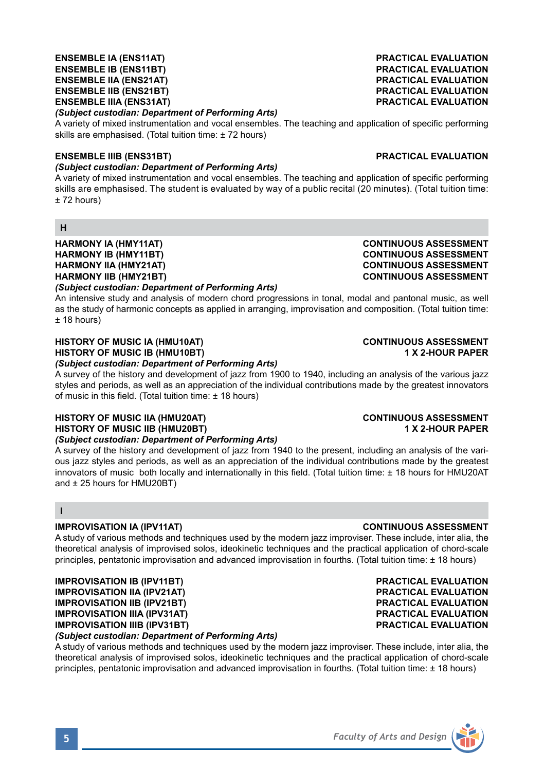**ENSEMBLE IA (ENS11AT)** **PRACTICAL EVALUATION**
**ENSEMBLE IB (ENS11BT)** **PRACTICAL EVALUATION**
**ENSEMBLE IIA (ENS21AT)** **PRACTICAL EVALUATION**
**ENSEMBLE IIB (ENS21BT)** **PRACTICAL EVALUATION**
**ENSEMBLE IIIA (ENS31AT)** **PRACTICAL EVALUATION**
***(Subject custodian: Department of Performing Arts)***
A variety of mixed instrumentation and vocal ensembles. The teaching and application of specific performing skills are emphasised. (Total tuition time: ± 72 hours)

**ENSEMBLE IIIB (ENS31BT)** **PRACTICAL EVALUATION**
***(Subject custodian: Department of Performing Arts)***
A variety of mixed instrumentation and vocal ensembles. The teaching and application of specific performing skills are emphasised. The student is evaluated by way of a public recital (20 minutes). (Total tuition time: ± 72 hours)

## H

**HARMONY IA (HMY11AT)** **CONTINUOUS ASSESSMENT**
**HARMONY IB (HMY11BT)** **CONTINUOUS ASSESSMENT**
**HARMONY IIA (HMY21AT)** **CONTINUOUS ASSESSMENT**
**HARMONY IIB (HMY21BT)** **CONTINUOUS ASSESSMENT**
***(Subject custodian: Department of Performing Arts)***
An intensive study and analysis of modern chord progressions in tonal, modal and pantonal music, as well as the study of harmonic concepts as applied in arranging, improvisation and composition. (Total tuition time: ± 18 hours)

**HISTORY OF MUSIC IA (HMU10AT)** **CONTINUOUS ASSESSMENT**
**HISTORY OF MUSIC IB (HMU10BT)** **1 X 2-HOUR PAPER**
***(Subject custodian: Department of Performing Arts)***
A survey of the history and development of jazz from 1900 to 1940, including an analysis of the various jazz styles and periods, as well as an appreciation of the individual contributions made by the greatest innovators of music in this field. (Total tuition time: ± 18 hours)

**HISTORY OF MUSIC IIA (HMU20AT)** **CONTINUOUS ASSESSMENT**
**HISTORY OF MUSIC IIB (HMU20BT)** **1 X 2-HOUR PAPER**
***(Subject custodian: Department of Performing Arts)***
A survey of the history and development of jazz from 1940 to the present, including an analysis of the various jazz styles and periods, as well as an appreciation of the individual contributions made by the greatest innovators of music both locally and internationally in this field. (Total tuition time: ± 18 hours for HMU20AT and ± 25 hours for HMU20BT)

## I

**IMPROVISATION IA (IPV11AT)** **CONTINUOUS ASSESSMENT**
A study of various methods and techniques used by the modern jazz improviser. These include, inter alia, the theoretical analysis of improvised solos, ideokinetic techniques and the practical application of chord-scale principles, pentatonic improvisation and advanced improvisation in fourths. (Total tuition time: ± 18 hours)

**IMPROVISATION IB (IPV11BT)** **PRACTICAL EVALUATION**
**IMPROVISATION IIA (IPV21AT)** **PRACTICAL EVALUATION**
**IMPROVISATION IIB (IPV21BT)** **PRACTICAL EVALUATION**
**IMPROVISATION IIIA (IPV31AT)** **PRACTICAL EVALUATION**
**IMPROVISATION IIIB (IPV31BT)** **PRACTICAL EVALUATION**
***(Subject custodian: Department of Performing Arts)***
A study of various methods and techniques used by the modern jazz improviser. These include, inter alia, the theoretical analysis of improvised solos, ideokinetic techniques and the practical application of chord-scale principles, pentatonic improvisation and advanced improvisation in fourths. (Total tuition time: ± 18 hours)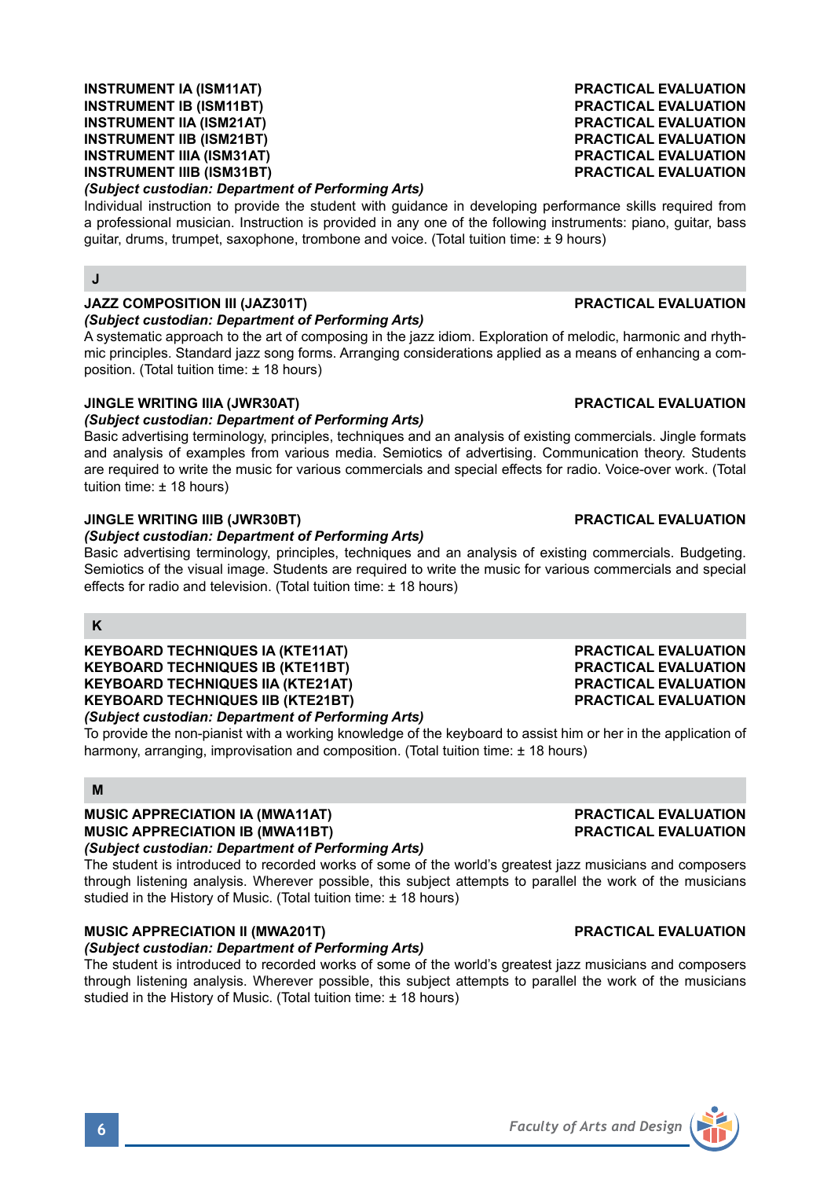**INSTRUMENT IA (ISM11AT)** — **PRACTICAL EVALUATION**
**INSTRUMENT IB (ISM11BT)** — **PRACTICAL EVALUATION**
**INSTRUMENT IIA (ISM21AT)** — **PRACTICAL EVALUATION**
**INSTRUMENT IIB (ISM21BT)** — **PRACTICAL EVALUATION**
**INSTRUMENT IIIA (ISM31AT)** — **PRACTICAL EVALUATION**
**INSTRUMENT IIIB (ISM31BT)** — **PRACTICAL EVALUATION**

***(Subject custodian: Department of Performing Arts)***

Individual instruction to provide the student with guidance in developing performance skills required from a professional musician. Instruction is provided in any one of the following instruments: piano, guitar, bass guitar, drums, trumpet, saxophone, trombone and voice. (Total tuition time: ± 9 hours)

## J

**JAZZ COMPOSITION III (JAZ301T)** — **PRACTICAL EVALUATION**

***(Subject custodian: Department of Performing Arts)***

A systematic approach to the art of composing in the jazz idiom. Exploration of melodic, harmonic and rhythmic principles. Standard jazz song forms. Arranging considerations applied as a means of enhancing a composition. (Total tuition time: ± 18 hours)

**JINGLE WRITING IIIA (JWR30AT)** — **PRACTICAL EVALUATION**

***(Subject custodian: Department of Performing Arts)***

Basic advertising terminology, principles, techniques and an analysis of existing commercials. Jingle formats and analysis of examples from various media. Semiotics of advertising. Communication theory. Students are required to write the music for various commercials and special effects for radio. Voice-over work. (Total tuition time: ± 18 hours)

**JINGLE WRITING IIIB (JWR30BT)** — **PRACTICAL EVALUATION**

***(Subject custodian: Department of Performing Arts)***

Basic advertising terminology, principles, techniques and an analysis of existing commercials. Budgeting. Semiotics of the visual image. Students are required to write the music for various commercials and special effects for radio and television. (Total tuition time: ± 18 hours)

## K

**KEYBOARD TECHNIQUES IA (KTE11AT)** — **PRACTICAL EVALUATION**
**KEYBOARD TECHNIQUES IB (KTE11BT)** — **PRACTICAL EVALUATION**
**KEYBOARD TECHNIQUES IIA (KTE21AT)** — **PRACTICAL EVALUATION**
**KEYBOARD TECHNIQUES IIB (KTE21BT)** — **PRACTICAL EVALUATION**

***(Subject custodian: Department of Performing Arts)***

To provide the non-pianist with a working knowledge of the keyboard to assist him or her in the application of harmony, arranging, improvisation and composition. (Total tuition time: ± 18 hours)

## M

**MUSIC APPRECIATION IA (MWA11AT)** — **PRACTICAL EVALUATION**
**MUSIC APPRECIATION IB (MWA11BT)** — **PRACTICAL EVALUATION**

***(Subject custodian: Department of Performing Arts)***

The student is introduced to recorded works of some of the world's greatest jazz musicians and composers through listening analysis. Wherever possible, this subject attempts to parallel the work of the musicians studied in the History of Music. (Total tuition time: ± 18 hours)

**MUSIC APPRECIATION II (MWA201T)** — **PRACTICAL EVALUATION**

***(Subject custodian: Department of Performing Arts)***

The student is introduced to recorded works of some of the world's greatest jazz musicians and composers through listening analysis. Wherever possible, this subject attempts to parallel the work of the musicians studied in the History of Music. (Total tuition time: ± 18 hours)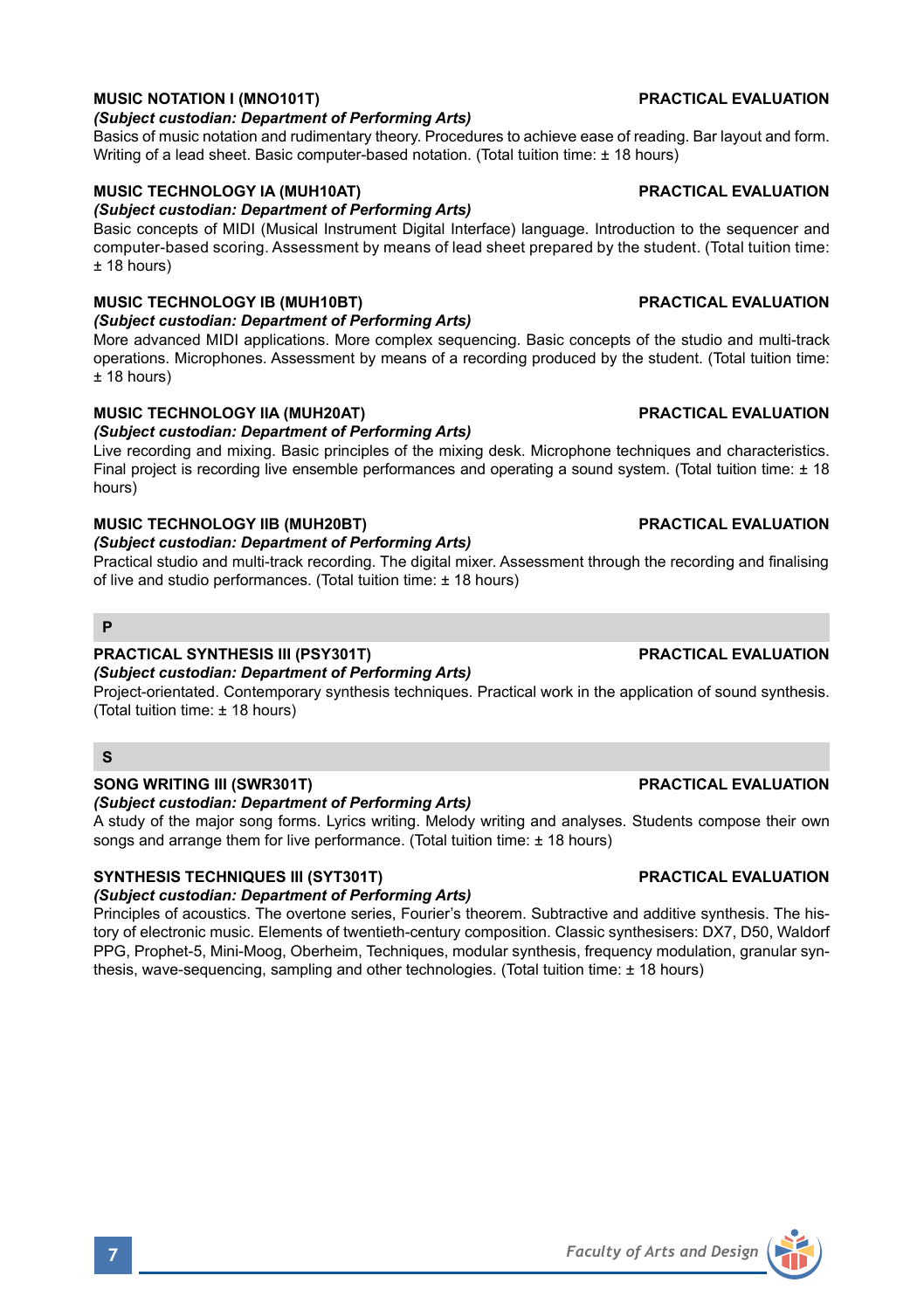**MUSIC NOTATION I (MNO101T)** **PRACTICAL EVALUATION**

***(Subject custodian: Department of Performing Arts)***

Basics of music notation and rudimentary theory. Procedures to achieve ease of reading. Bar layout and form. Writing of a lead sheet. Basic computer-based notation. (Total tuition time: ± 18 hours)

**MUSIC TECHNOLOGY IA (MUH10AT)** **PRACTICAL EVALUATION**

***(Subject custodian: Department of Performing Arts)***

Basic concepts of MIDI (Musical Instrument Digital Interface) language. Introduction to the sequencer and computer-based scoring. Assessment by means of lead sheet prepared by the student. (Total tuition time: ± 18 hours)

**MUSIC TECHNOLOGY IB (MUH10BT)** **PRACTICAL EVALUATION**

***(Subject custodian: Department of Performing Arts)***

More advanced MIDI applications. More complex sequencing. Basic concepts of the studio and multi-track operations. Microphones. Assessment by means of a recording produced by the student. (Total tuition time: ± 18 hours)

**MUSIC TECHNOLOGY IIA (MUH20AT)** **PRACTICAL EVALUATION**

***(Subject custodian: Department of Performing Arts)***

Live recording and mixing. Basic principles of the mixing desk. Microphone techniques and characteristics. Final project is recording live ensemble performances and operating a sound system. (Total tuition time: ± 18 hours)

**MUSIC TECHNOLOGY IIB (MUH20BT)** **PRACTICAL EVALUATION**

***(Subject custodian: Department of Performing Arts)***

Practical studio and multi-track recording. The digital mixer. Assessment through the recording and finalising of live and studio performances. (Total tuition time: ± 18 hours)

## P

**PRACTICAL SYNTHESIS III (PSY301T)** **PRACTICAL EVALUATION**

***(Subject custodian: Department of Performing Arts)***

Project-orientated. Contemporary synthesis techniques. Practical work in the application of sound synthesis. (Total tuition time: ± 18 hours)

## S

**SONG WRITING III (SWR301T)** **PRACTICAL EVALUATION**

***(Subject custodian: Department of Performing Arts)***

A study of the major song forms. Lyrics writing. Melody writing and analyses. Students compose their own songs and arrange them for live performance. (Total tuition time: ± 18 hours)

**SYNTHESIS TECHNIQUES III (SYT301T)** **PRACTICAL EVALUATION**

***(Subject custodian: Department of Performing Arts)***

Principles of acoustics. The overtone series, Fourier's theorem. Subtractive and additive synthesis. The history of electronic music. Elements of twentieth-century composition. Classic synthesisers: DX7, D50, Waldorf PPG, Prophet-5, Mini-Moog, Oberheim, Techniques, modular synthesis, frequency modulation, granular synthesis, wave-sequencing, sampling and other technologies. (Total tuition time: ± 18 hours)